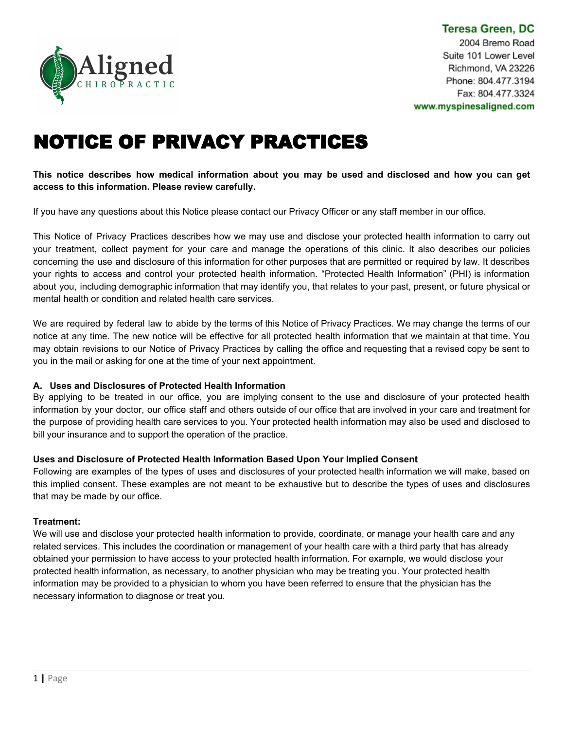Aligned CHIROPRACTIC

**Teresa Green, DC**
2004 Bremo Road
Suite 101 Lower Level
Richmond, VA 23226
Phone: 804.477.3194
Fax: 804.477.3324
**www.myspinesaligned.com**

# NOTICE OF PRIVACY PRACTICES

**This notice describes how medical information about you may be used and disclosed and how you can get access to this information. Please review carefully.**

If you have any questions about this Notice please contact our Privacy Officer or any staff member in our office.

This Notice of Privacy Practices describes how we may use and disclose your protected health information to carry out your treatment, collect payment for your care and manage the operations of this clinic. It also describes our policies concerning the use and disclosure of this information for other purposes that are permitted or required by law. It describes your rights to access and control your protected health information. "Protected Health Information" (PHI) is information about you, including demographic information that may identify you, that relates to your past, present, or future physical or mental health or condition and related health care services.

We are required by federal law to abide by the terms of this Notice of Privacy Practices. We may change the terms of our notice at any time. The new notice will be effective for all protected health information that we maintain at that time. You may obtain revisions to our Notice of Privacy Practices by calling the office and requesting that a revised copy be sent to you in the mail or asking for one at the time of your next appointment.

### A. Uses and Disclosures of Protected Health Information

By applying to be treated in our office, you are implying consent to the use and disclosure of your protected health information by your doctor, our office staff and others outside of our office that are involved in your care and treatment for the purpose of providing health care services to you. Your protected health information may also be used and disclosed to bill your insurance and to support the operation of the practice.

**Uses and Disclosure of Protected Health Information Based Upon Your Implied Consent**

Following are examples of the types of uses and disclosures of your protected health information we will make, based on this implied consent. These examples are not meant to be exhaustive but to describe the types of uses and disclosures that may be made by our office.

**Treatment:**

We will use and disclose your protected health information to provide, coordinate, or manage your health care and any related services. This includes the coordination or management of your health care with a third party that has already obtained your permission to have access to your protected health information. For example, we would disclose your protected health information, as necessary, to another physician who may be treating you. Your protected health information may be provided to a physician to whom you have been referred to ensure that the physician has the necessary information to diagnose or treat you.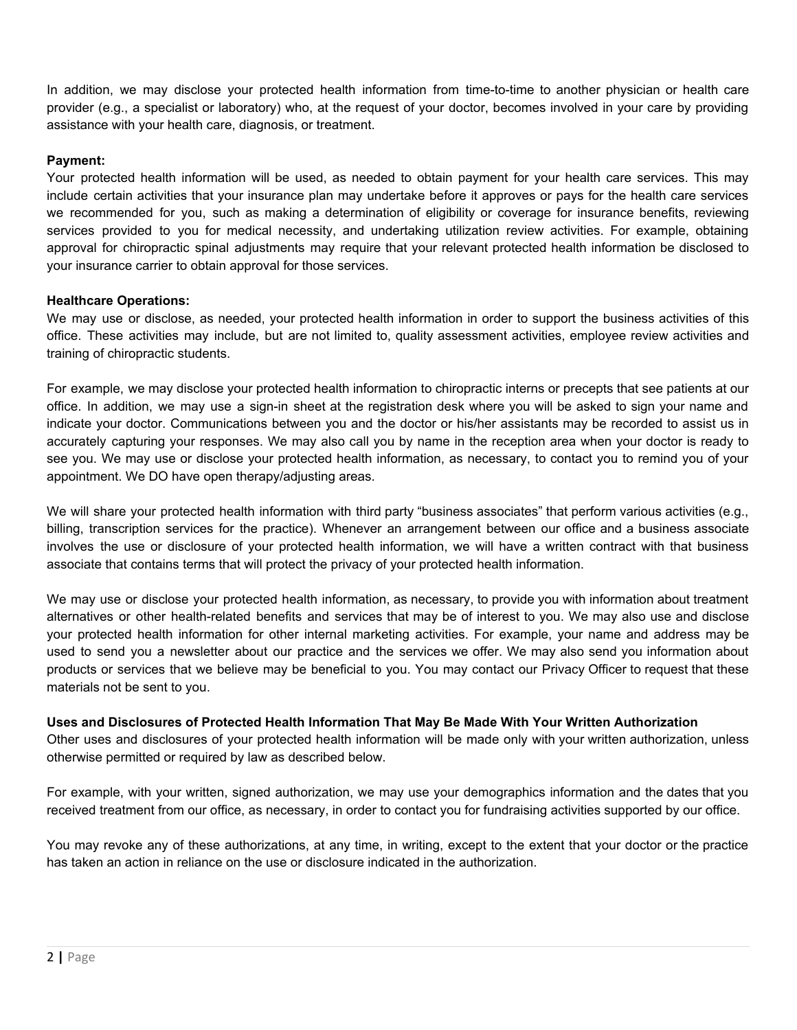In addition, we may disclose your protected health information from time-to-time to another physician or health care provider (e.g., a specialist or laboratory) who, at the request of your doctor, becomes involved in your care by providing assistance with your health care, diagnosis, or treatment.

**Payment:**
Your protected health information will be used, as needed to obtain payment for your health care services. This may include certain activities that your insurance plan may undertake before it approves or pays for the health care services we recommended for you, such as making a determination of eligibility or coverage for insurance benefits, reviewing services provided to you for medical necessity, and undertaking utilization review activities. For example, obtaining approval for chiropractic spinal adjustments may require that your relevant protected health information be disclosed to your insurance carrier to obtain approval for those services.

**Healthcare Operations:**
We may use or disclose, as needed, your protected health information in order to support the business activities of this office. These activities may include, but are not limited to, quality assessment activities, employee review activities and training of chiropractic students.

For example, we may disclose your protected health information to chiropractic interns or precepts that see patients at our office. In addition, we may use a sign-in sheet at the registration desk where you will be asked to sign your name and indicate your doctor. Communications between you and the doctor or his/her assistants may be recorded to assist us in accurately capturing your responses. We may also call you by name in the reception area when your doctor is ready to see you. We may use or disclose your protected health information, as necessary, to contact you to remind you of your appointment. We DO have open therapy/adjusting areas.

We will share your protected health information with third party "business associates" that perform various activities (e.g., billing, transcription services for the practice). Whenever an arrangement between our office and a business associate involves the use or disclosure of your protected health information, we will have a written contract with that business associate that contains terms that will protect the privacy of your protected health information.

We may use or disclose your protected health information, as necessary, to provide you with information about treatment alternatives or other health-related benefits and services that may be of interest to you. We may also use and disclose your protected health information for other internal marketing activities. For example, your name and address may be used to send you a newsletter about our practice and the services we offer. We may also send you information about products or services that we believe may be beneficial to you. You may contact our Privacy Officer to request that these materials not be sent to you.

**Uses and Disclosures of Protected Health Information That May Be Made With Your Written Authorization**
Other uses and disclosures of your protected health information will be made only with your written authorization, unless otherwise permitted or required by law as described below.

For example, with your written, signed authorization, we may use your demographics information and the dates that you received treatment from our office, as necessary, in order to contact you for fundraising activities supported by our office.

You may revoke any of these authorizations, at any time, in writing, except to the extent that your doctor or the practice has taken an action in reliance on the use or disclosure indicated in the authorization.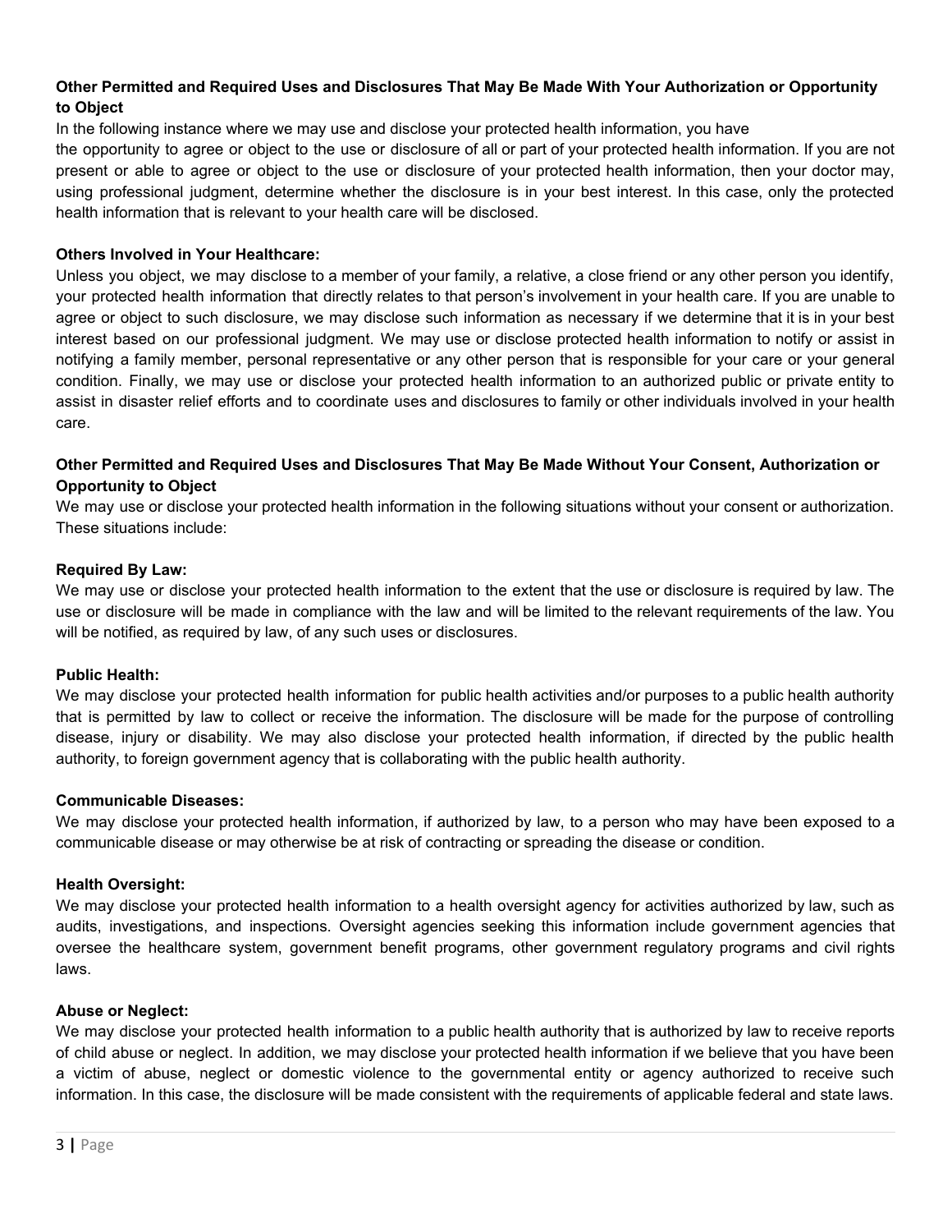**Other Permitted and Required Uses and Disclosures That May Be Made With Your Authorization or Opportunity to Object**

In the following instance where we may use and disclose your protected health information, you have the opportunity to agree or object to the use or disclosure of all or part of your protected health information. If you are not present or able to agree or object to the use or disclosure of your protected health information, then your doctor may, using professional judgment, determine whether the disclosure is in your best interest. In this case, only the protected health information that is relevant to your health care will be disclosed.

**Others Involved in Your Healthcare:**

Unless you object, we may disclose to a member of your family, a relative, a close friend or any other person you identify, your protected health information that directly relates to that person's involvement in your health care. If you are unable to agree or object to such disclosure, we may disclose such information as necessary if we determine that it is in your best interest based on our professional judgment. We may use or disclose protected health information to notify or assist in notifying a family member, personal representative or any other person that is responsible for your care or your general condition. Finally, we may use or disclose your protected health information to an authorized public or private entity to assist in disaster relief efforts and to coordinate uses and disclosures to family or other individuals involved in your health care.

**Other Permitted and Required Uses and Disclosures That May Be Made Without Your Consent, Authorization or Opportunity to Object**

We may use or disclose your protected health information in the following situations without your consent or authorization. These situations include:

**Required By Law:**

We may use or disclose your protected health information to the extent that the use or disclosure is required by law. The use or disclosure will be made in compliance with the law and will be limited to the relevant requirements of the law. You will be notified, as required by law, of any such uses or disclosures.

**Public Health:**

We may disclose your protected health information for public health activities and/or purposes to a public health authority that is permitted by law to collect or receive the information. The disclosure will be made for the purpose of controlling disease, injury or disability. We may also disclose your protected health information, if directed by the public health authority, to foreign government agency that is collaborating with the public health authority.

**Communicable Diseases:**

We may disclose your protected health information, if authorized by law, to a person who may have been exposed to a communicable disease or may otherwise be at risk of contracting or spreading the disease or condition.

**Health Oversight:**

We may disclose your protected health information to a health oversight agency for activities authorized by law, such as audits, investigations, and inspections. Oversight agencies seeking this information include government agencies that oversee the healthcare system, government benefit programs, other government regulatory programs and civil rights laws.

**Abuse or Neglect:**

We may disclose your protected health information to a public health authority that is authorized by law to receive reports of child abuse or neglect. In addition, we may disclose your protected health information if we believe that you have been a victim of abuse, neglect or domestic violence to the governmental entity or agency authorized to receive such information. In this case, the disclosure will be made consistent with the requirements of applicable federal and state laws.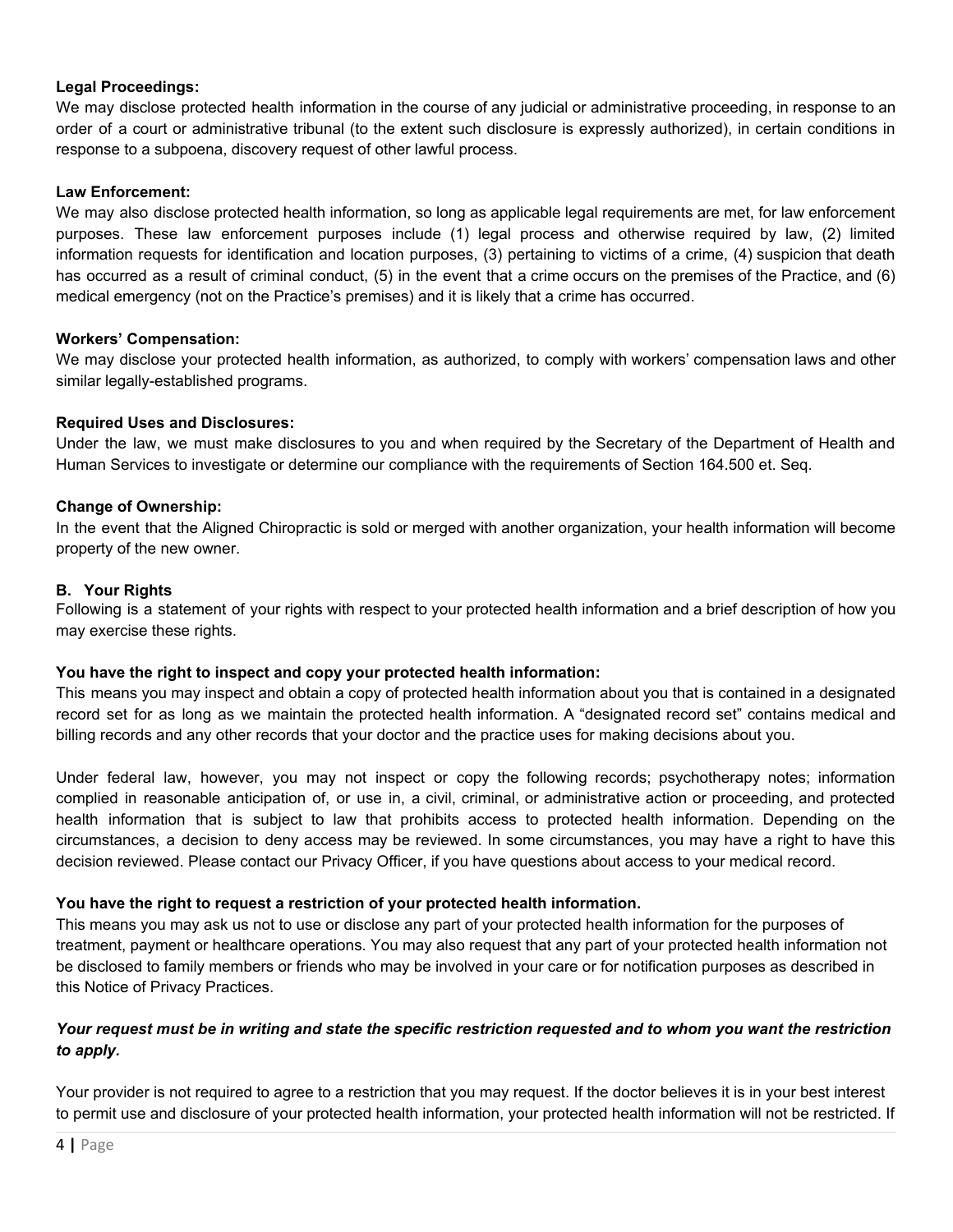**Legal Proceedings:**
We may disclose protected health information in the course of any judicial or administrative proceeding, in response to an order of a court or administrative tribunal (to the extent such disclosure is expressly authorized), in certain conditions in response to a subpoena, discovery request of other lawful process.

**Law Enforcement:**
We may also disclose protected health information, so long as applicable legal requirements are met, for law enforcement purposes. These law enforcement purposes include (1) legal process and otherwise required by law, (2) limited information requests for identification and location purposes, (3) pertaining to victims of a crime, (4) suspicion that death has occurred as a result of criminal conduct, (5) in the event that a crime occurs on the premises of the Practice, and (6) medical emergency (not on the Practice's premises) and it is likely that a crime has occurred.

**Workers' Compensation:**
We may disclose your protected health information, as authorized, to comply with workers' compensation laws and other similar legally-established programs.

**Required Uses and Disclosures:**
Under the law, we must make disclosures to you and when required by the Secretary of the Department of Health and Human Services to investigate or determine our compliance with the requirements of Section 164.500 et. Seq.

**Change of Ownership:**
In the event that the Aligned Chiropractic is sold or merged with another organization, your health information will become property of the new owner.

**B. Your Rights**
Following is a statement of your rights with respect to your protected health information and a brief description of how you may exercise these rights.

**You have the right to inspect and copy your protected health information:**
This means you may inspect and obtain a copy of protected health information about you that is contained in a designated record set for as long as we maintain the protected health information. A "designated record set" contains medical and billing records and any other records that your doctor and the practice uses for making decisions about you.

Under federal law, however, you may not inspect or copy the following records; psychotherapy notes; information complied in reasonable anticipation of, or use in, a civil, criminal, or administrative action or proceeding, and protected health information that is subject to law that prohibits access to protected health information. Depending on the circumstances, a decision to deny access may be reviewed. In some circumstances, you may have a right to have this decision reviewed. Please contact our Privacy Officer, if you have questions about access to your medical record.

**You have the right to request a restriction of your protected health information.**
This means you may ask us not to use or disclose any part of your protected health information for the purposes of treatment, payment or healthcare operations. You may also request that any part of your protected health information not be disclosed to family members or friends who may be involved in your care or for notification purposes as described in this Notice of Privacy Practices.

***Your request must be in writing and state the specific restriction requested and to whom you want the restriction to apply.***

Your provider is not required to agree to a restriction that you may request. If the doctor believes it is in your best interest to permit use and disclosure of your protected health information, your protected health information will not be restricted. If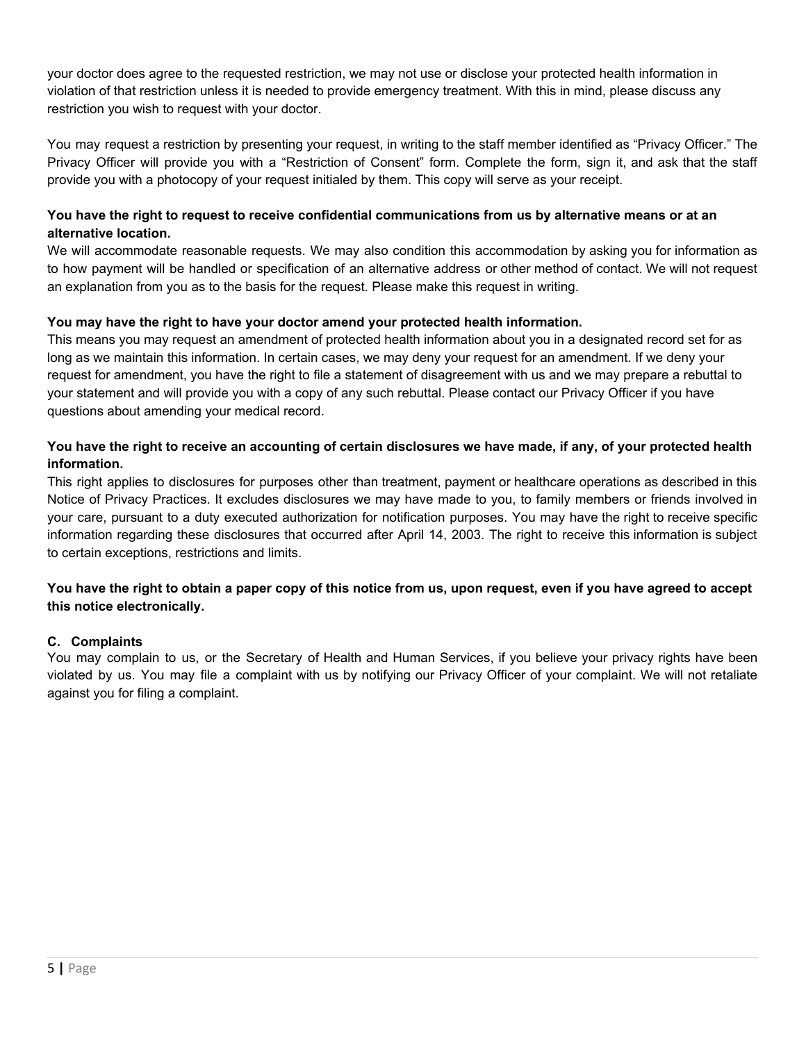your doctor does agree to the requested restriction, we may not use or disclose your protected health information in violation of that restriction unless it is needed to provide emergency treatment. With this in mind, please discuss any restriction you wish to request with your doctor.

You may request a restriction by presenting your request, in writing to the staff member identified as "Privacy Officer." The Privacy Officer will provide you with a "Restriction of Consent" form. Complete the form, sign it, and ask that the staff provide you with a photocopy of your request initialed by them. This copy will serve as your receipt.

**You have the right to request to receive confidential communications from us by alternative means or at an alternative location.**

We will accommodate reasonable requests. We may also condition this accommodation by asking you for information as to how payment will be handled or specification of an alternative address or other method of contact. We will not request an explanation from you as to the basis for the request. Please make this request in writing.

**You may have the right to have your doctor amend your protected health information.**

This means you may request an amendment of protected health information about you in a designated record set for as long as we maintain this information. In certain cases, we may deny your request for an amendment. If we deny your request for amendment, you have the right to file a statement of disagreement with us and we may prepare a rebuttal to your statement and will provide you with a copy of any such rebuttal. Please contact our Privacy Officer if you have questions about amending your medical record.

**You have the right to receive an accounting of certain disclosures we have made, if any, of your protected health information.**

This right applies to disclosures for purposes other than treatment, payment or healthcare operations as described in this Notice of Privacy Practices. It excludes disclosures we may have made to you, to family members or friends involved in your care, pursuant to a duty executed authorization for notification purposes. You may have the right to receive specific information regarding these disclosures that occurred after April 14, 2003. The right to receive this information is subject to certain exceptions, restrictions and limits.

**You have the right to obtain a paper copy of this notice from us, upon request, even if you have agreed to accept this notice electronically.**

### C. Complaints

You may complain to us, or the Secretary of Health and Human Services, if you believe your privacy rights have been violated by us. You may file a complaint with us by notifying our Privacy Officer of your complaint. We will not retaliate against you for filing a complaint.